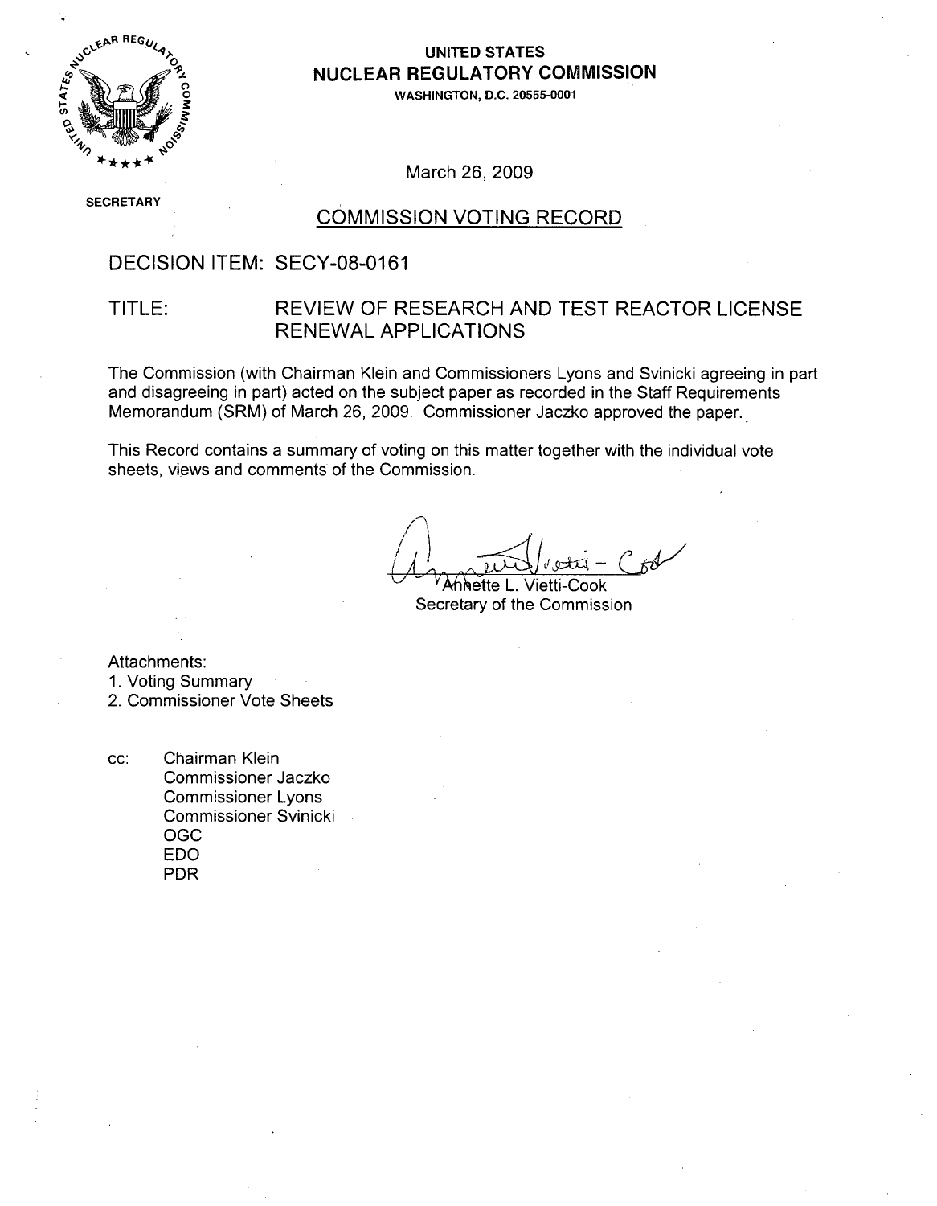**UNITED STATES**
**NUCLEAR REGULATORY COMMISSION**
WASHINGTON, D.C. 20555-0001

March 26, 2009

SECRETARY

## COMMISSION VOTING RECORD

DECISION ITEM: SECY-08-0161

TITLE: REVIEW OF RESEARCH AND TEST REACTOR LICENSE RENEWAL APPLICATIONS

The Commission (with Chairman Klein and Commissioners Lyons and Svinicki agreeing in part and disagreeing in part) acted on the subject paper as recorded in the Staff Requirements Memorandum (SRM) of March 26, 2009. Commissioner Jaczko approved the paper.

This Record contains a summary of voting on this matter together with the individual vote sheets, views and comments of the Commission.

Annette L. Vietti-Cook
Secretary of the Commission

Attachments:
1. Voting Summary
2. Commissioner Vote Sheets

cc: Chairman Klein
Commissioner Jaczko
Commissioner Lyons
Commissioner Svinicki
OGC
EDO
PDR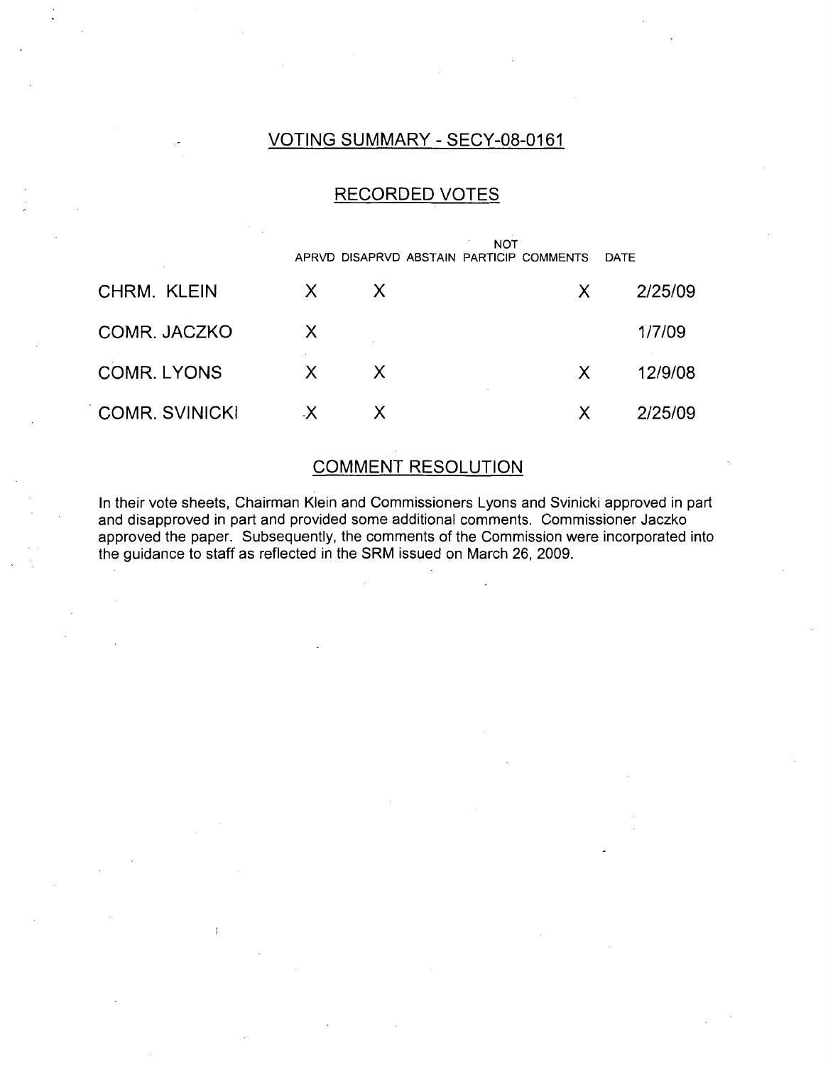# VOTING SUMMARY - SECY-08-0161

## RECORDED VOTES

| | APRVD | DISAPRVD | ABSTAIN | NOT PARTICIP | COMMENTS | DATE |
|---|---|---|---|---|---|---|
| CHRM. KLEIN | X | X | | | X | 2/25/09 |
| COMR. JACZKO | X | | | | | 1/7/09 |
| COMR. LYONS | X | X | | | X | 12/9/08 |
| COMR. SVINICKI | X | X | | | X | 2/25/09 |

## COMMENT RESOLUTION

In their vote sheets, Chairman Klein and Commissioners Lyons and Svinicki approved in part and disapproved in part and provided some additional comments. Commissioner Jaczko approved the paper. Subsequently, the comments of the Commission were incorporated into the guidance to staff as reflected in the SRM issued on March 26, 2009.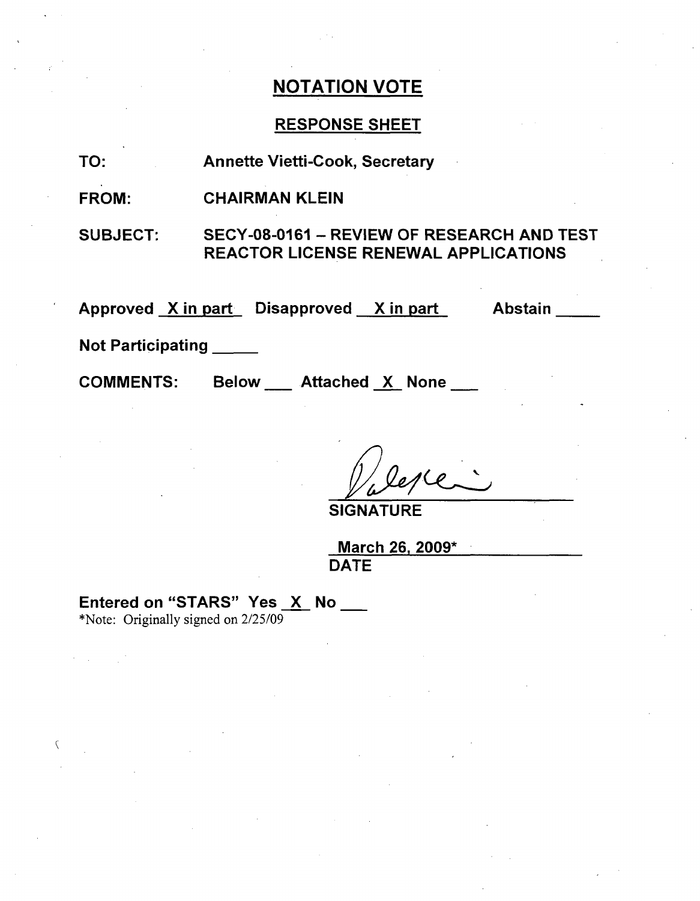## NOTATION VOTE

### RESPONSE SHEET

TO: Annette Vietti-Cook, Secretary

FROM: CHAIRMAN KLEIN

SUBJECT: SECY-08-0161 – REVIEW OF RESEARCH AND TEST REACTOR LICENSE RENEWAL APPLICATIONS

Approved X in part Disapproved X in part Abstain ____

Not Participating ____

COMMENTS: Below ___ Attached X None ___

SIGNATURE

March 26, 2009*
DATE

Entered on "STARS" Yes X No ___

*Note: Originally signed on 2/25/09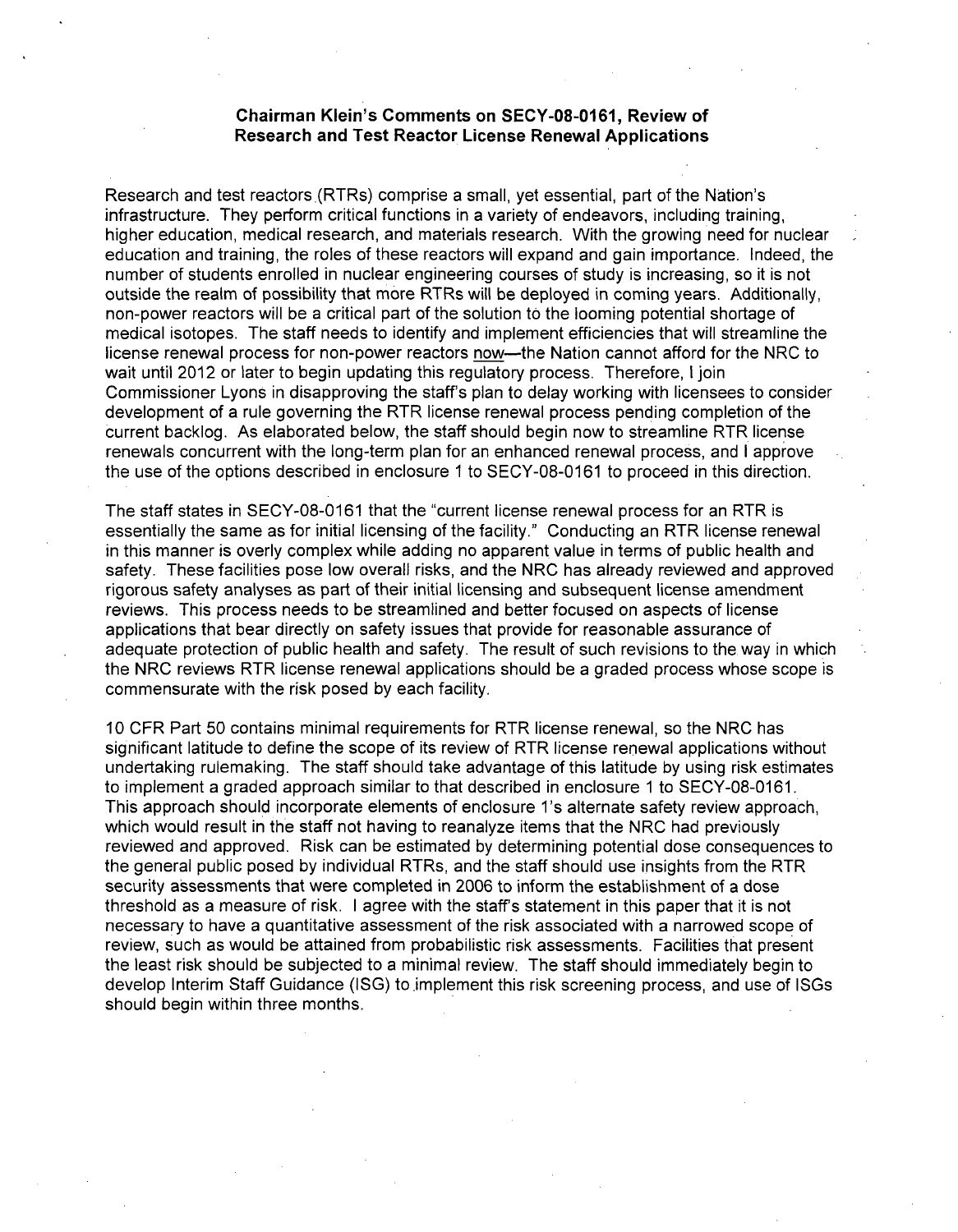**Chairman Klein's Comments on SECY-08-0161, Review of Research and Test Reactor License Renewal Applications**

Research and test reactors (RTRs) comprise a small, yet essential, part of the Nation's infrastructure. They perform critical functions in a variety of endeavors, including training, higher education, medical research, and materials research. With the growing need for nuclear education and training, the roles of these reactors will expand and gain importance. Indeed, the number of students enrolled in nuclear engineering courses of study is increasing, so it is not outside the realm of possibility that more RTRs will be deployed in coming years. Additionally, non-power reactors will be a critical part of the solution to the looming potential shortage of medical isotopes. The staff needs to identify and implement efficiencies that will streamline the license renewal process for non-power reactors now—the Nation cannot afford for the NRC to wait until 2012 or later to begin updating this regulatory process. Therefore, I join Commissioner Lyons in disapproving the staff's plan to delay working with licensees to consider development of a rule governing the RTR license renewal process pending completion of the current backlog. As elaborated below, the staff should begin now to streamline RTR license renewals concurrent with the long-term plan for an enhanced renewal process, and I approve the use of the options described in enclosure 1 to SECY-08-0161 to proceed in this direction.

The staff states in SECY-08-0161 that the "current license renewal process for an RTR is essentially the same as for initial licensing of the facility." Conducting an RTR license renewal in this manner is overly complex while adding no apparent value in terms of public health and safety. These facilities pose low overall risks, and the NRC has already reviewed and approved rigorous safety analyses as part of their initial licensing and subsequent license amendment reviews. This process needs to be streamlined and better focused on aspects of license applications that bear directly on safety issues that provide for reasonable assurance of adequate protection of public health and safety. The result of such revisions to the way in which the NRC reviews RTR license renewal applications should be a graded process whose scope is commensurate with the risk posed by each facility.

10 CFR Part 50 contains minimal requirements for RTR license renewal, so the NRC has significant latitude to define the scope of its review of RTR license renewal applications without undertaking rulemaking. The staff should take advantage of this latitude by using risk estimates to implement a graded approach similar to that described in enclosure 1 to SECY-08-0161. This approach should incorporate elements of enclosure 1's alternate safety review approach, which would result in the staff not having to reanalyze items that the NRC had previously reviewed and approved. Risk can be estimated by determining potential dose consequences to the general public posed by individual RTRs, and the staff should use insights from the RTR security assessments that were completed in 2006 to inform the establishment of a dose threshold as a measure of risk. I agree with the staff's statement in this paper that it is not necessary to have a quantitative assessment of the risk associated with a narrowed scope of review, such as would be attained from probabilistic risk assessments. Facilities that present the least risk should be subjected to a minimal review. The staff should immediately begin to develop Interim Staff Guidance (ISG) to implement this risk screening process, and use of ISGs should begin within three months.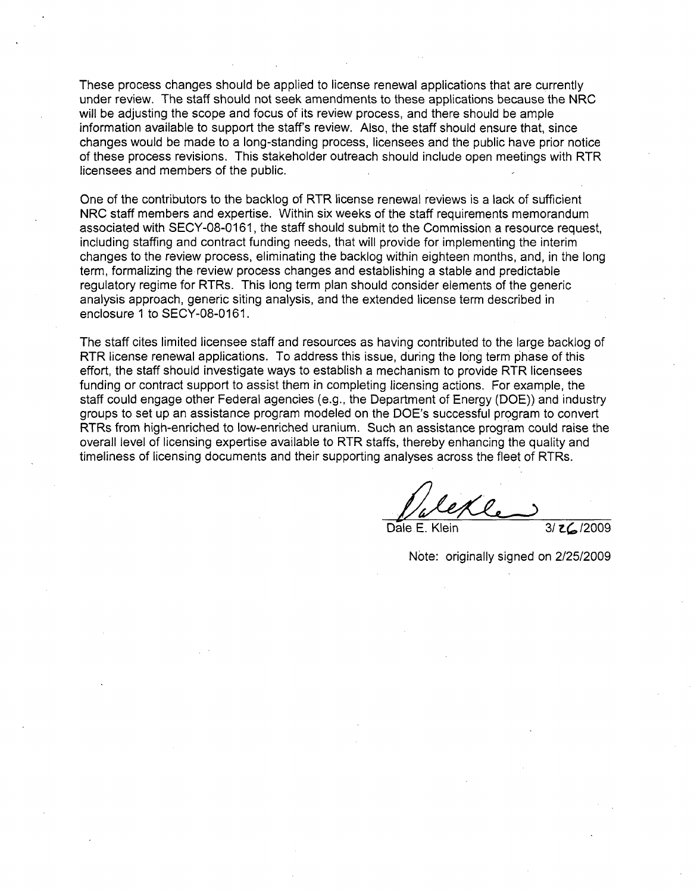These process changes should be applied to license renewal applications that are currently under review. The staff should not seek amendments to these applications because the NRC will be adjusting the scope and focus of its review process, and there should be ample information available to support the staff's review. Also, the staff should ensure that, since changes would be made to a long-standing process, licensees and the public have prior notice of these process revisions. This stakeholder outreach should include open meetings with RTR licensees and members of the public.

One of the contributors to the backlog of RTR license renewal reviews is a lack of sufficient NRC staff members and expertise. Within six weeks of the staff requirements memorandum associated with SECY-08-0161, the staff should submit to the Commission a resource request, including staffing and contract funding needs, that will provide for implementing the interim changes to the review process, eliminating the backlog within eighteen months, and, in the long term, formalizing the review process changes and establishing a stable and predictable regulatory regime for RTRs. This long term plan should consider elements of the generic analysis approach, generic siting analysis, and the extended license term described in enclosure 1 to SECY-08-0161.

The staff cites limited licensee staff and resources as having contributed to the large backlog of RTR license renewal applications. To address this issue, during the long term phase of this effort, the staff should investigate ways to establish a mechanism to provide RTR licensees funding or contract support to assist them in completing licensing actions. For example, the staff could engage other Federal agencies (e.g., the Department of Energy (DOE)) and industry groups to set up an assistance program modeled on the DOE's successful program to convert RTRs from high-enriched to low-enriched uranium. Such an assistance program could raise the overall level of licensing expertise available to RTR staffs, thereby enhancing the quality and timeliness of licensing documents and their supporting analyses across the fleet of RTRs.

Dale E. Klein 3/26/2009

Note: originally signed on 2/25/2009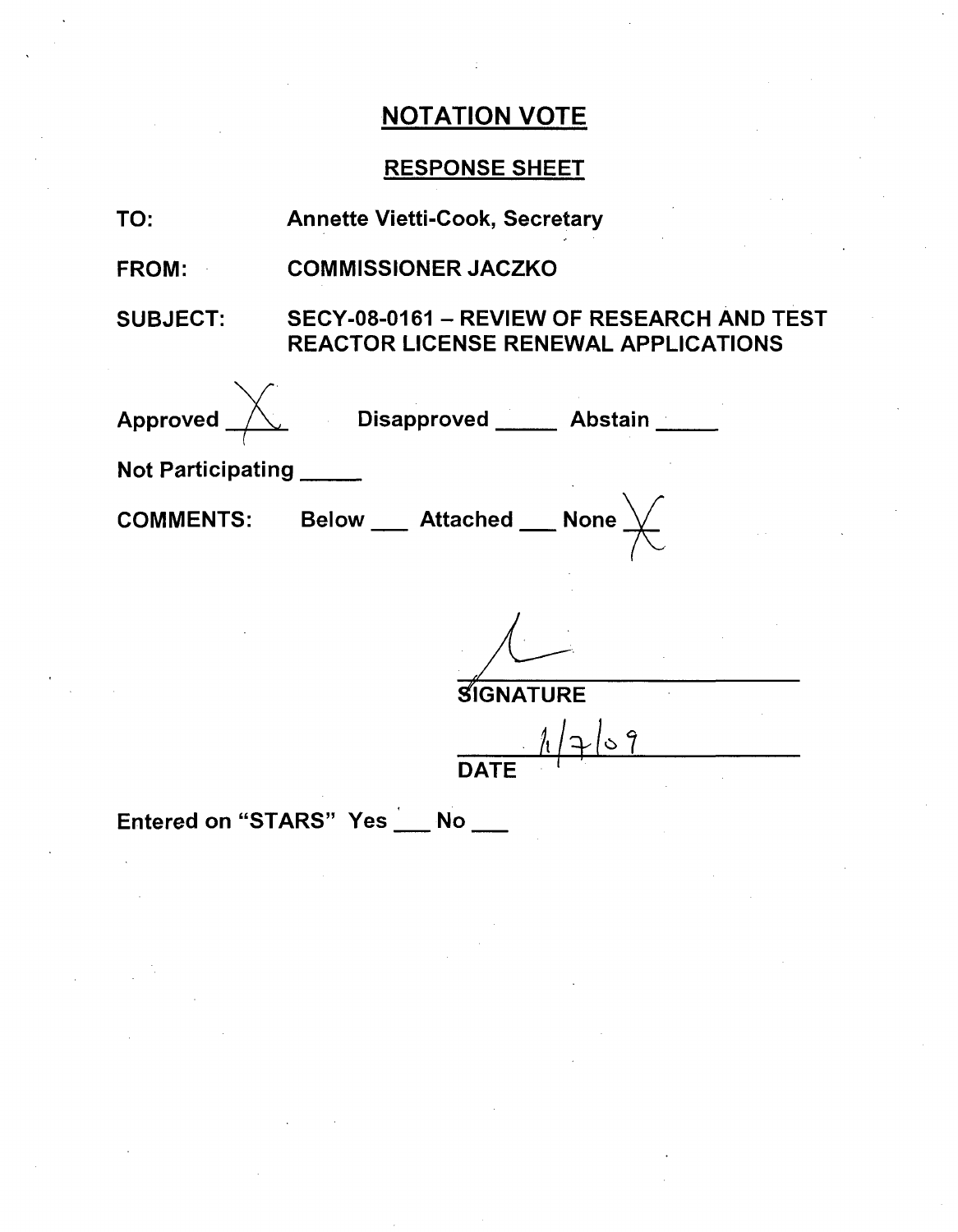# NOTATION VOTE

## RESPONSE SHEET

**TO:** Annette Vietti-Cook, Secretary

**FROM:** COMMISSIONER JACZKO

**SUBJECT:** SECY-08-0161 – REVIEW OF RESEARCH AND TEST REACTOR LICENSE RENEWAL APPLICATIONS

**Approved** X **Disapproved** _____ **Abstain** _____

**Not Participating** _____

**COMMENTS:** Below ___ Attached ___ None X

SIGNATURE

1/7/09

DATE

Entered on "STARS" Yes ___ No ___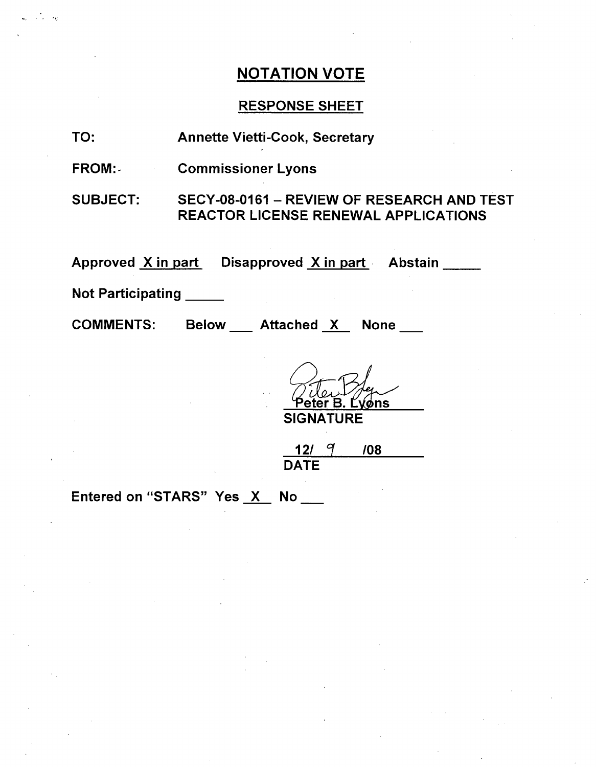## NOTATION VOTE

### RESPONSE SHEET

TO: Annette Vietti-Cook, Secretary

FROM: Commissioner Lyons

SUBJECT: SECY-08-0161 – REVIEW OF RESEARCH AND TEST REACTOR LICENSE RENEWAL APPLICATIONS

Approved X in part Disapproved X in part Abstain ____

Not Participating ____

COMMENTS: Below ___ Attached X None ___

Peter B. Lyons
SIGNATURE

12/ 9 /08
DATE

Entered on "STARS" Yes X No ___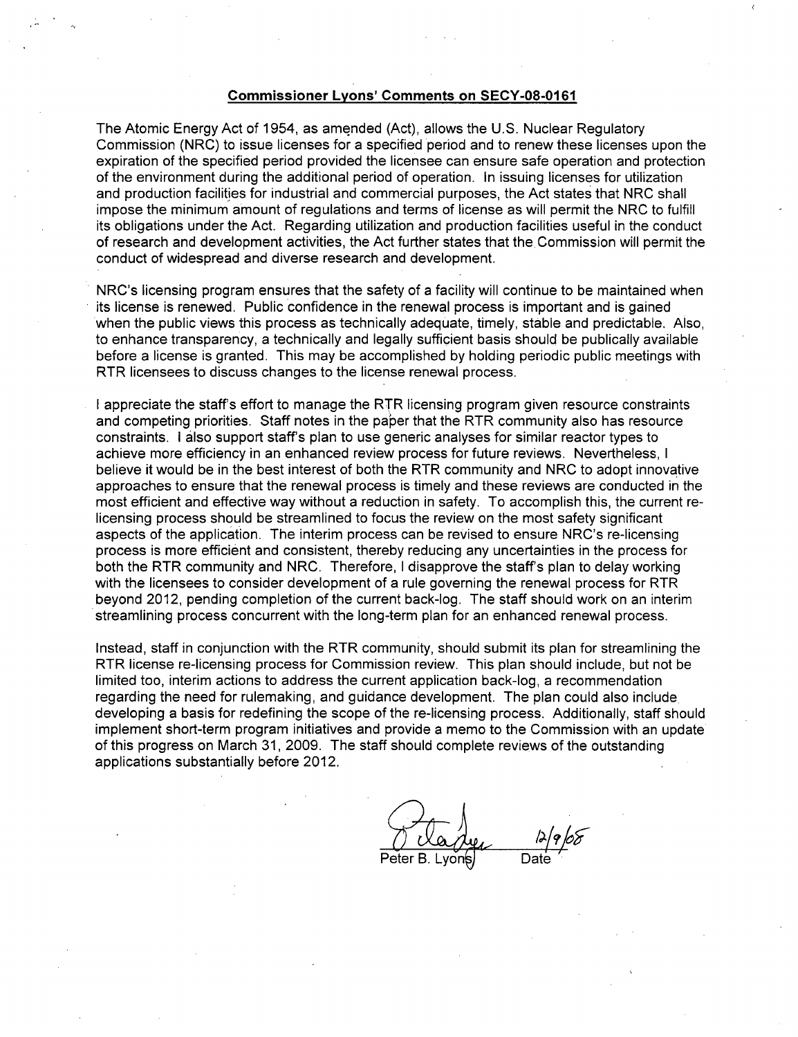**Commissioner Lyons' Comments on SECY-08-0161**

The Atomic Energy Act of 1954, as amended (Act), allows the U.S. Nuclear Regulatory Commission (NRC) to issue licenses for a specified period and to renew these licenses upon the expiration of the specified period provided the licensee can ensure safe operation and protection of the environment during the additional period of operation. In issuing licenses for utilization and production facilities for industrial and commercial purposes, the Act states that NRC shall impose the minimum amount of regulations and terms of license as will permit the NRC to fulfill its obligations under the Act. Regarding utilization and production facilities useful in the conduct of research and development activities, the Act further states that the Commission will permit the conduct of widespread and diverse research and development.

NRC's licensing program ensures that the safety of a facility will continue to be maintained when its license is renewed. Public confidence in the renewal process is important and is gained when the public views this process as technically adequate, timely, stable and predictable. Also, to enhance transparency, a technically and legally sufficient basis should be publically available before a license is granted. This may be accomplished by holding periodic public meetings with RTR licensees to discuss changes to the license renewal process.

I appreciate the staff's effort to manage the RTR licensing program given resource constraints and competing priorities. Staff notes in the paper that the RTR community also has resource constraints. I also support staff's plan to use generic analyses for similar reactor types to achieve more efficiency in an enhanced review process for future reviews. Nevertheless, I believe it would be in the best interest of both the RTR community and NRC to adopt innovative approaches to ensure that the renewal process is timely and these reviews are conducted in the most efficient and effective way without a reduction in safety. To accomplish this, the current re-licensing process should be streamlined to focus the review on the most safety significant aspects of the application. The interim process can be revised to ensure NRC's re-licensing process is more efficient and consistent, thereby reducing any uncertainties in the process for both the RTR community and NRC. Therefore, I disapprove the staff's plan to delay working with the licensees to consider development of a rule governing the renewal process for RTR beyond 2012, pending completion of the current back-log. The staff should work on an interim streamlining process concurrent with the long-term plan for an enhanced renewal process.

Instead, staff in conjunction with the RTR community, should submit its plan for streamlining the RTR license re-licensing process for Commission review. This plan should include, but not be limited too, interim actions to address the current application back-log, a recommendation regarding the need for rulemaking, and guidance development. The plan could also include developing a basis for redefining the scope of the re-licensing process. Additionally, staff should implement short-term program initiatives and provide a memo to the Commission with an update of this progress on March 31, 2009. The staff should complete reviews of the outstanding applications substantially before 2012.

Peter B. Lyons 12/9/08
Date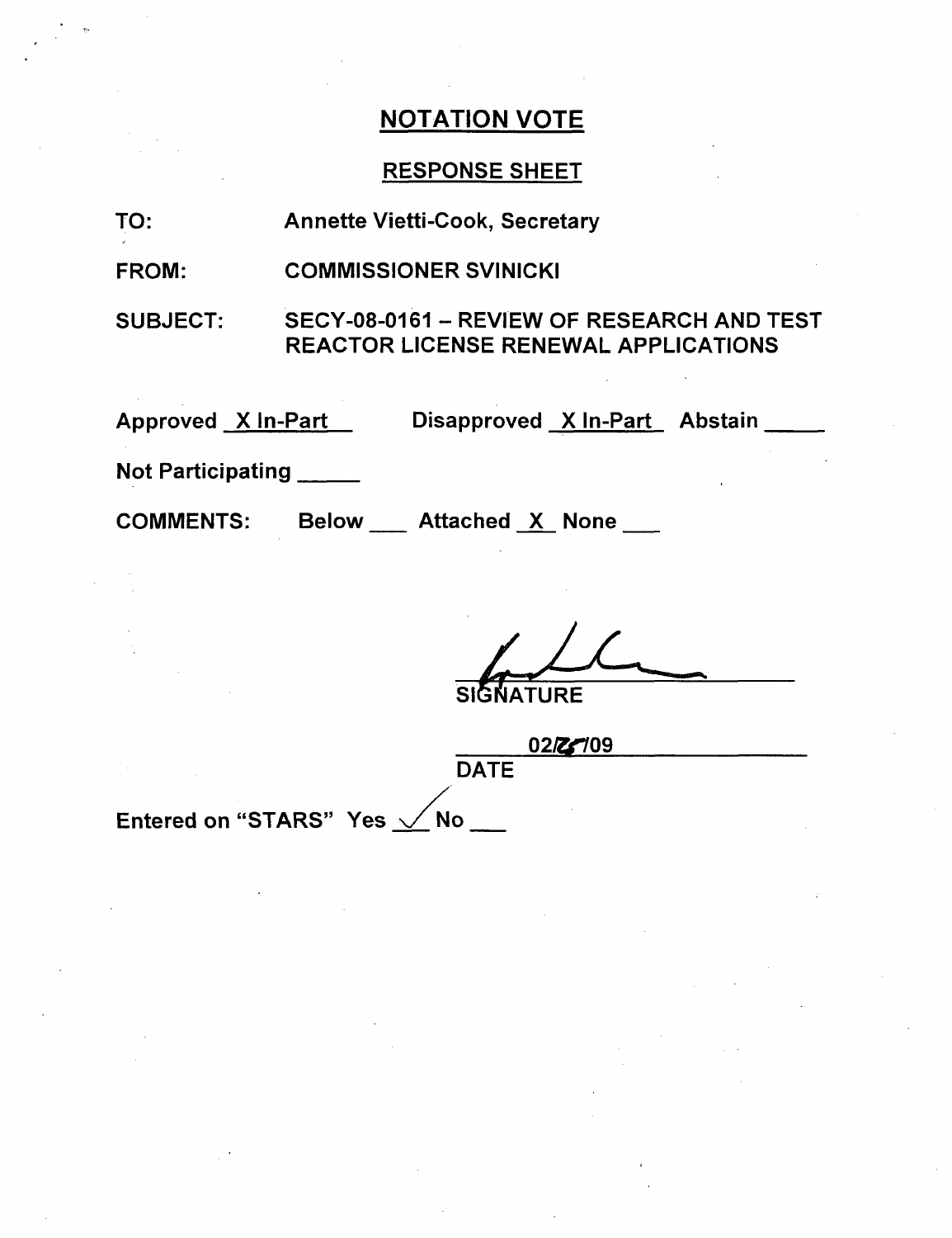## NOTATION VOTE

### RESPONSE SHEET

TO: Annette Vietti-Cook, Secretary

FROM: COMMISSIONER SVINICKI

SUBJECT: SECY-08-0161 – REVIEW OF RESEARCH AND TEST REACTOR LICENSE RENEWAL APPLICATIONS

Approved X In-Part Disapproved X In-Part Abstain ____

Not Participating ____

COMMENTS: Below ___ Attached X None ___

SIGNATURE

02/25/09

DATE

Entered on "STARS" Yes ✓ No ___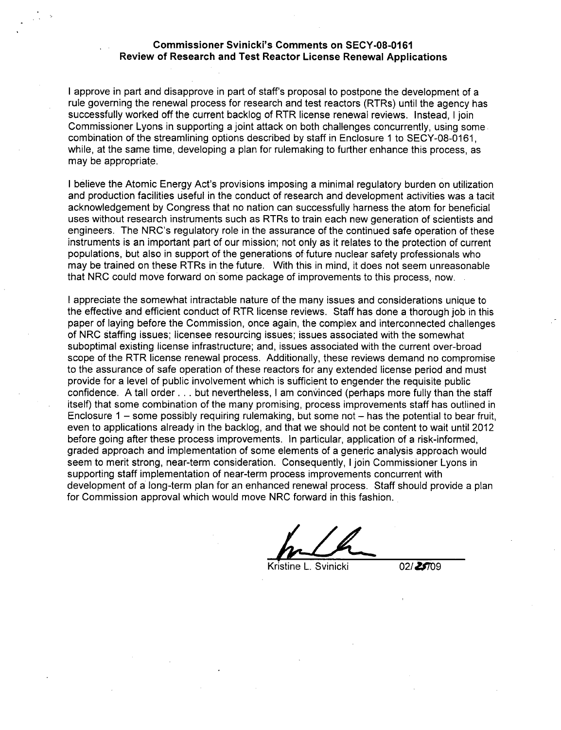**Commissioner Svinicki's Comments on SECY-08-0161**
**Review of Research and Test Reactor License Renewal Applications**

I approve in part and disapprove in part of staff's proposal to postpone the development of a rule governing the renewal process for research and test reactors (RTRs) until the agency has successfully worked off the current backlog of RTR license renewal reviews. Instead, I join Commissioner Lyons in supporting a joint attack on both challenges concurrently, using some combination of the streamlining options described by staff in Enclosure 1 to SECY-08-0161, while, at the same time, developing a plan for rulemaking to further enhance this process, as may be appropriate.

I believe the Atomic Energy Act's provisions imposing a minimal regulatory burden on utilization and production facilities useful in the conduct of research and development activities was a tacit acknowledgement by Congress that no nation can successfully harness the atom for beneficial uses without research instruments such as RTRs to train each new generation of scientists and engineers. The NRC's regulatory role in the assurance of the continued safe operation of these instruments is an important part of our mission; not only as it relates to the protection of current populations, but also in support of the generations of future nuclear safety professionals who may be trained on these RTRs in the future. With this in mind, it does not seem unreasonable that NRC could move forward on some package of improvements to this process, now.

I appreciate the somewhat intractable nature of the many issues and considerations unique to the effective and efficient conduct of RTR license reviews. Staff has done a thorough job in this paper of laying before the Commission, once again, the complex and interconnected challenges of NRC staffing issues; licensee resourcing issues; issues associated with the somewhat suboptimal existing license infrastructure; and, issues associated with the current over-broad scope of the RTR license renewal process. Additionally, these reviews demand no compromise to the assurance of safe operation of these reactors for any extended license period and must provide for a level of public involvement which is sufficient to engender the requisite public confidence. A tall order . . . but nevertheless, I am convinced (perhaps more fully than the staff itself) that some combination of the many promising, process improvements staff has outlined in Enclosure 1 – some possibly requiring rulemaking, but some not – has the potential to bear fruit, even to applications already in the backlog, and that we should not be content to wait until 2012 before going after these process improvements. In particular, application of a risk-informed, graded approach and implementation of some elements of a generic analysis approach would seem to merit strong, near-term consideration. Consequently, I join Commissioner Lyons in supporting staff implementation of near-term process improvements concurrent with development of a long-term plan for an enhanced renewal process. Staff should provide a plan for Commission approval which would move NRC forward in this fashion.

Kristine L. Svinicki 02/25/09